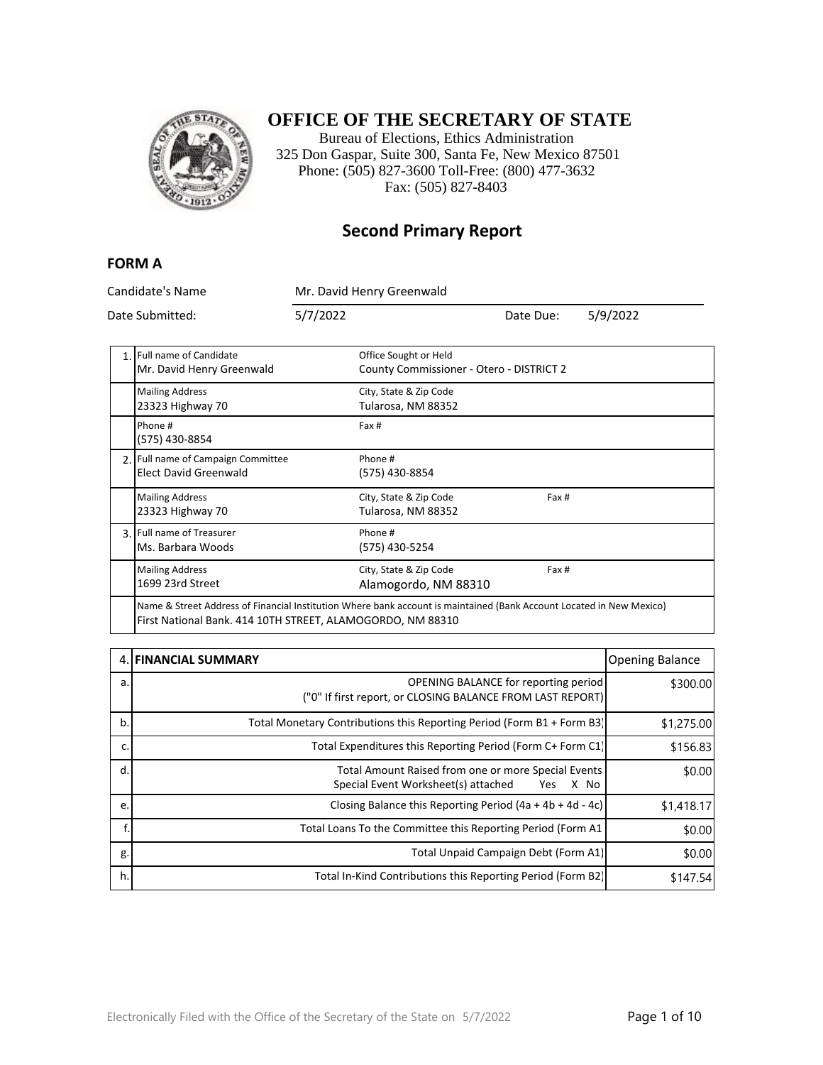# OFFICE OF THE SECRETARY OF STATE

Bureau of Elections, Ethics Administration
325 Don Gaspar, Suite 300, Santa Fe, New Mexico 87501
Phone: (505) 827-3600 Toll-Free: (800) 477-3632
Fax: (505) 827-8403

## Second Primary Report

### FORM A

Candidate's Name: Mr. David Henry Greenwald

Date Submitted: 5/7/2022 Date Due: 5/9/2022

| | | | |
|---|---|---|---|
| 1. | Full name of Candidate<br>Mr. David Henry Greenwald | Office Sought or Held<br>County Commissioner - Otero - DISTRICT 2 | |
| | Mailing Address<br>23323 Highway 70 | City, State & Zip Code<br>Tularosa, NM 88352 | |
| | Phone #<br>(575) 430-8854 | Fax # | |
| 2. | Full name of Campaign Committee<br>Elect David Greenwald | Phone #<br>(575) 430-8854 | |
| | Mailing Address<br>23323 Highway 70 | City, State & Zip Code<br>Tularosa, NM 88352 | Fax # |
| 3. | Full name of Treasurer<br>Ms. Barbara Woods | Phone #<br>(575) 430-5254 | |
| | Mailing Address<br>1699 23rd Street | City, State & Zip Code<br>Alamogordo, NM 88310 | Fax # |
| | Name & Street Address of Financial Institution Where bank account is maintained (Bank Account Located in New Mexico)<br>First National Bank. 414 10TH STREET, ALAMOGORDO, NM 88310 | | |

| 4. | FINANCIAL SUMMARY | Opening Balance |
|---|---|---|
| a. | OPENING BALANCE for reporting period<br>("0" If first report, or CLOSING BALANCE FROM LAST REPORT) | $300.00 |
| b. | Total Monetary Contributions this Reporting Period (Form B1 + Form B3) | $1,275.00 |
| c. | Total Expenditures this Reporting Period (Form C+ Form C1) | $156.83 |
| d. | Total Amount Raised from one or more Special Events<br>Special Event Worksheet(s) attached Yes X No | $0.00 |
| e. | Closing Balance this Reporting Period (4a + 4b + 4d - 4c) | $1,418.17 |
| f. | Total Loans To the Committee this Reporting Period (Form A1 | $0.00 |
| g. | Total Unpaid Campaign Debt (Form A1) | $0.00 |
| h. | Total In-Kind Contributions this Reporting Period (Form B2) | $147.54 |

Electronically Filed with the Office of the Secretary of the State on 5/7/2022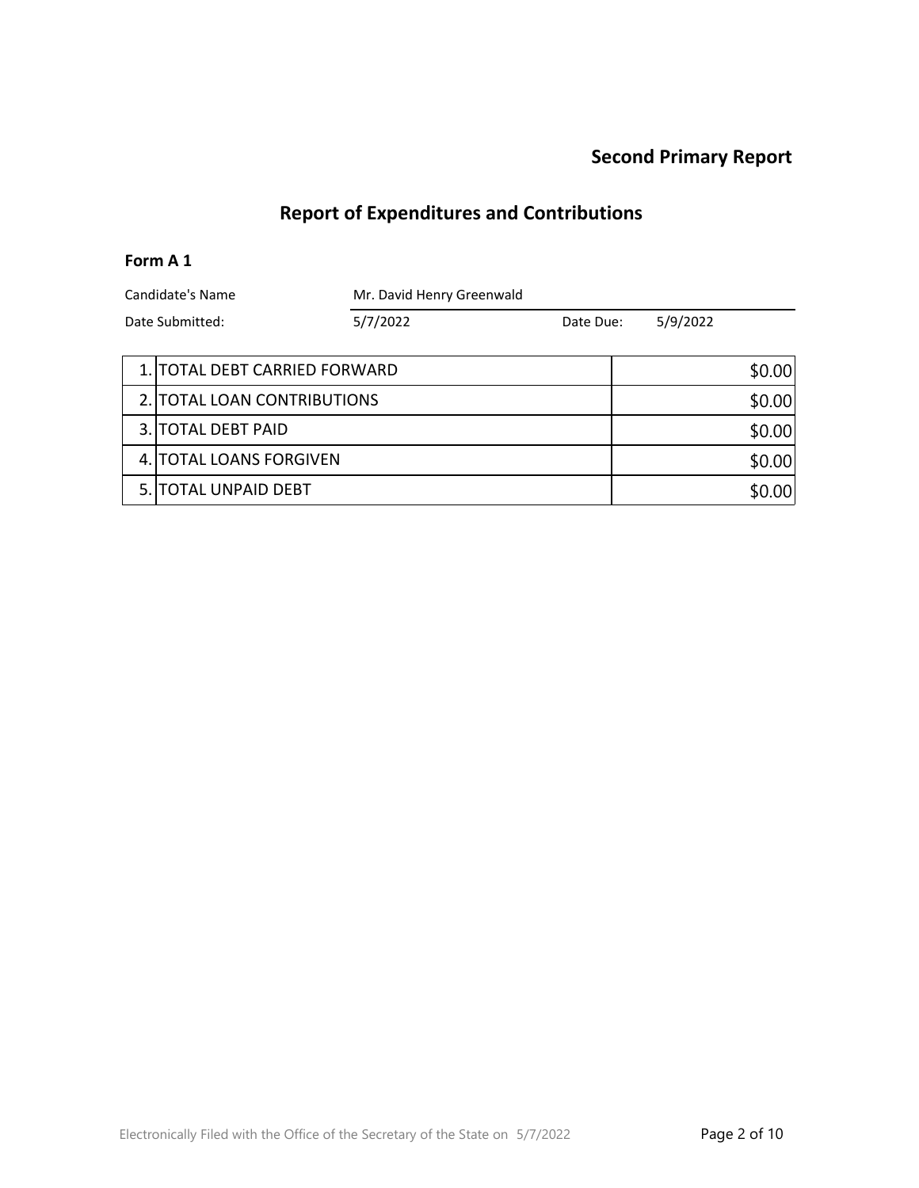**Second Primary Report**

## Report of Expenditures and Contributions

### Form A 1

Candidate's Name: Mr. David Henry Greenwald

Date Submitted: 5/7/2022 Date Due: 5/9/2022

| | | |
|---|---|---|
| 1. | TOTAL DEBT CARRIED FORWARD | $0.00 |
| 2. | TOTAL LOAN CONTRIBUTIONS | $0.00 |
| 3. | TOTAL DEBT PAID | $0.00 |
| 4. | TOTAL LOANS FORGIVEN | $0.00 |
| 5. | TOTAL UNPAID DEBT | $0.00 |

Electronically Filed with the Office of the Secretary of the State on 5/7/2022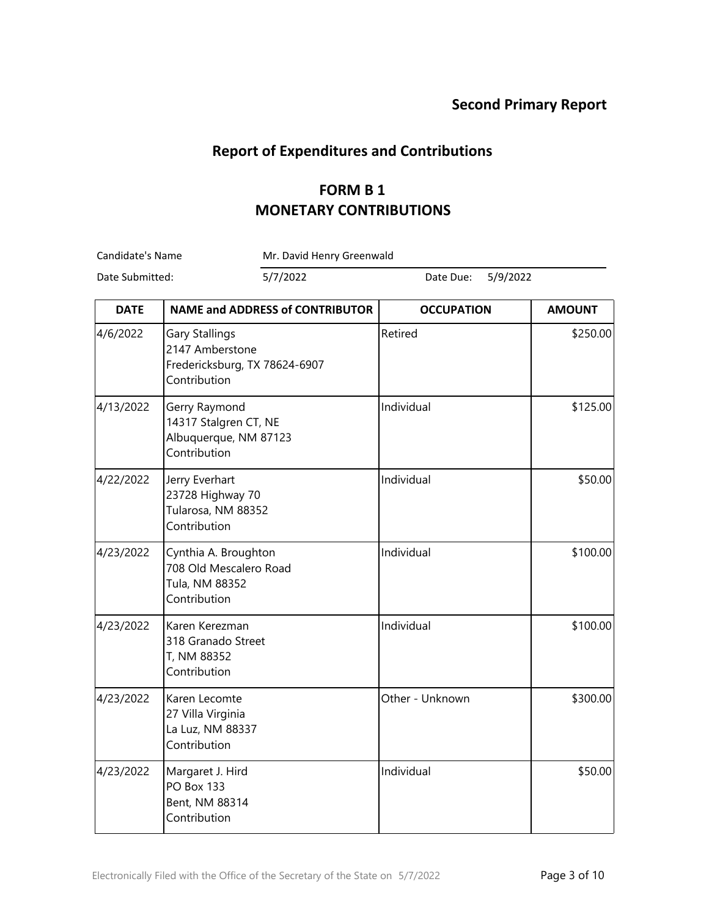**Second Primary Report**

## Report of Expenditures and Contributions

## FORM B 1
## MONETARY CONTRIBUTIONS

Candidate's Name: Mr. David Henry Greenwald

Date Submitted: 5/7/2022 Date Due: 5/9/2022

| DATE | NAME and ADDRESS of CONTRIBUTOR | OCCUPATION | AMOUNT |
|---|---|---|---|
| 4/6/2022 | Gary Stallings<br>2147 Amberstone<br>Fredericksburg, TX 78624-6907<br>Contribution | Retired | $250.00 |
| 4/13/2022 | Gerry Raymond<br>14317 Stalgren CT, NE<br>Albuquerque, NM 87123<br>Contribution | Individual | $125.00 |
| 4/22/2022 | Jerry Everhart<br>23728 Highway 70<br>Tularosa, NM 88352<br>Contribution | Individual | $50.00 |
| 4/23/2022 | Cynthia A. Broughton<br>708 Old Mescalero Road<br>Tula, NM 88352<br>Contribution | Individual | $100.00 |
| 4/23/2022 | Karen Kerezman<br>318 Granado Street<br>T, NM 88352<br>Contribution | Individual | $100.00 |
| 4/23/2022 | Karen Lecomte<br>27 Villa Virginia<br>La Luz, NM 88337<br>Contribution | Other - Unknown | $300.00 |
| 4/23/2022 | Margaret J. Hird<br>PO Box 133<br>Bent, NM 88314<br>Contribution | Individual | $50.00 |

Electronically Filed with the Office of the Secretary of the State on 5/7/2022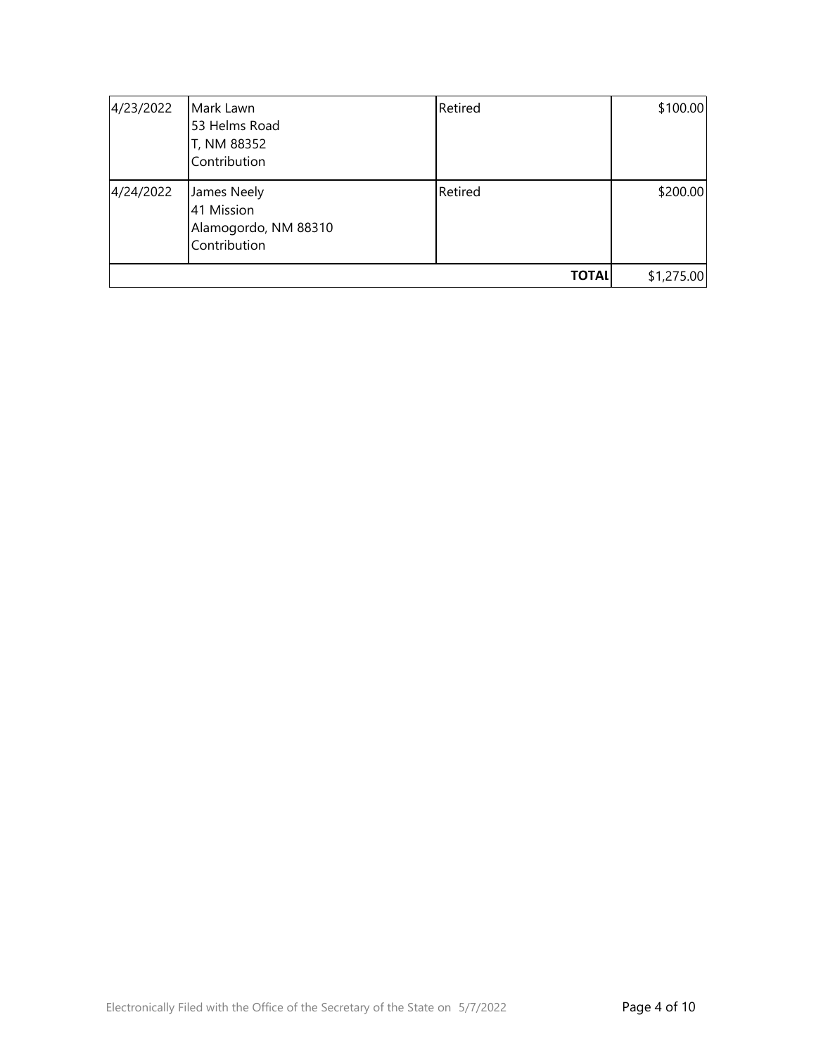| | | | |
|---|---|---|---|
| 4/23/2022 | Mark Lawn<br>53 Helms Road<br>T, NM 88352<br>Contribution | Retired | $100.00 |
| 4/24/2022 | James Neely<br>41 Mission<br>Alamogordo, NM 88310<br>Contribution | Retired | $200.00 |
| | | **TOTAL** | $1,275.00 |

Electronically Filed with the Office of the Secretary of the State on 5/7/2022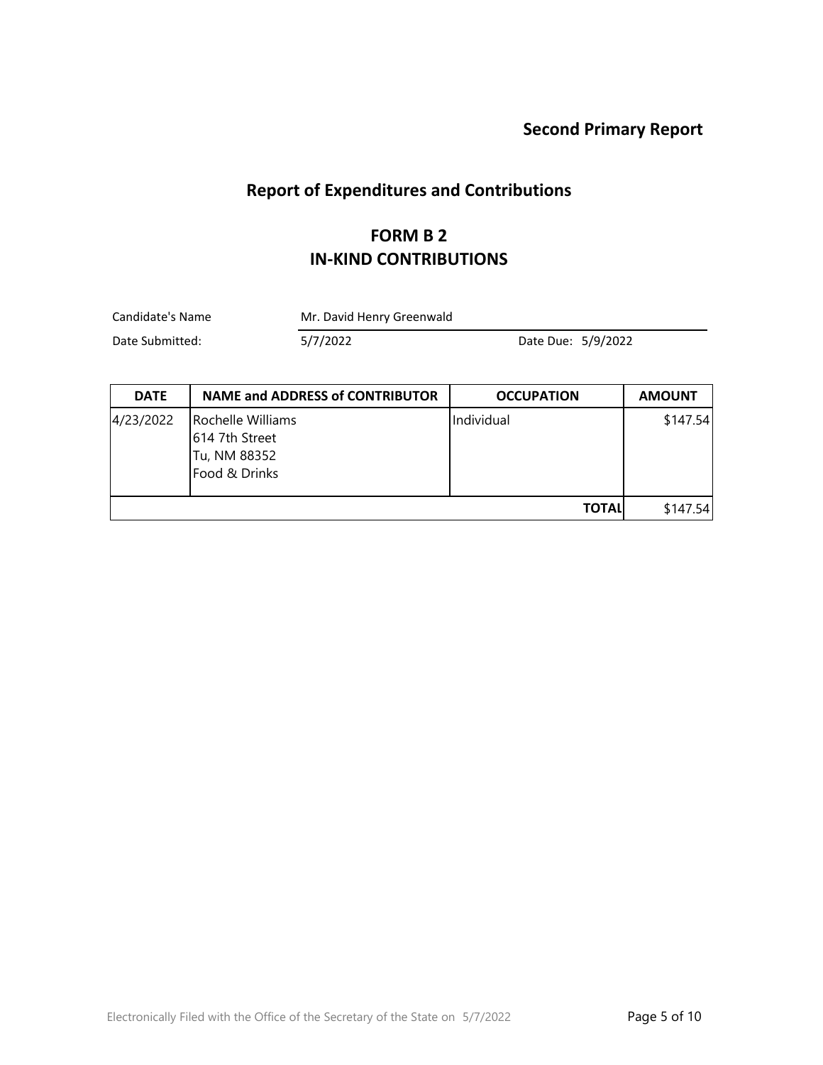**Second Primary Report**

## Report of Expenditures and Contributions

## FORM B 2
## IN-KIND CONTRIBUTIONS

Candidate's Name: Mr. David Henry Greenwald

Date Submitted: 5/7/2022 Date Due: 5/9/2022

| DATE | NAME and ADDRESS of CONTRIBUTOR | OCCUPATION | AMOUNT |
|---|---|---|---|
| 4/23/2022 | Rochelle Williams<br>614 7th Street<br>Tu, NM 88352<br>Food & Drinks | Individual | $147.54 |
| | | **TOTAL** | $147.54 |

Electronically Filed with the Office of the Secretary of the State on 5/7/2022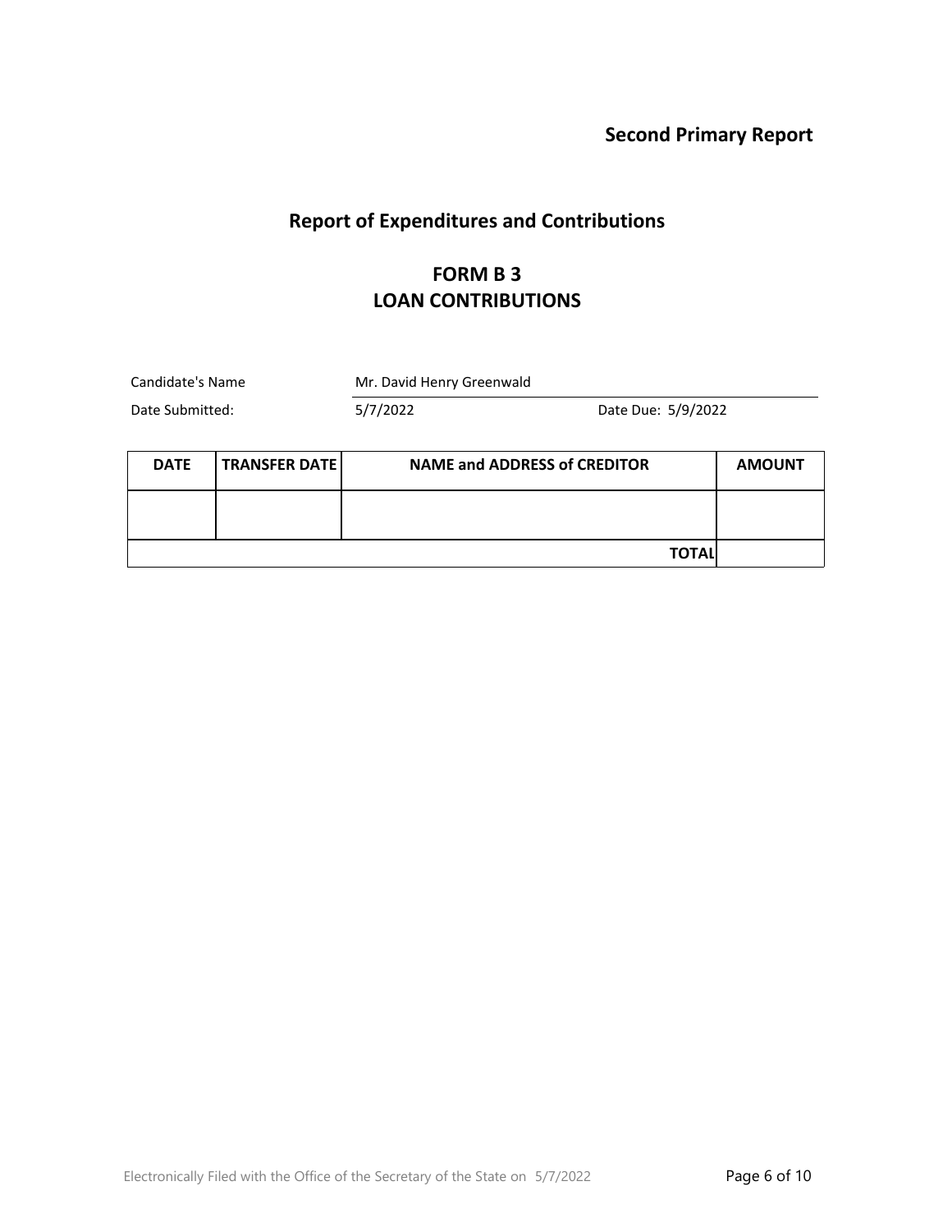**Second Primary Report**

## Report of Expenditures and Contributions

## FORM B 3
## LOAN CONTRIBUTIONS

Candidate's Name: Mr. David Henry Greenwald

Date Submitted: 5/7/2022 Date Due: 5/9/2022

| DATE | TRANSFER DATE | NAME and ADDRESS of CREDITOR | AMOUNT |
|---|---|---|---|
| | | | |
| | | TOTAL | |

Electronically Filed with the Office of the Secretary of the State on 5/7/2022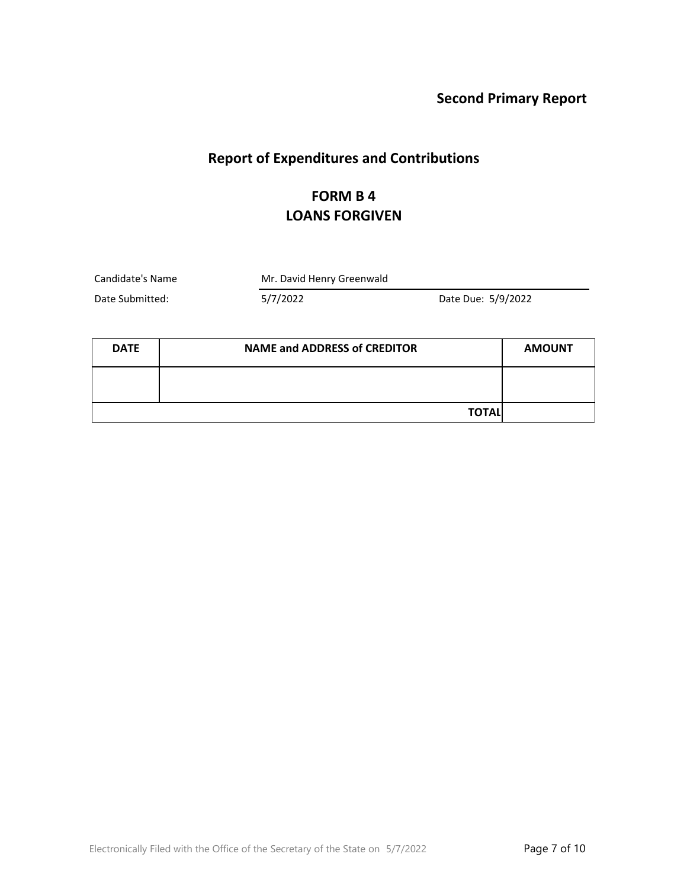**Second Primary Report**

## Report of Expenditures and Contributions

## FORM B 4
## LOANS FORGIVEN

Candidate's Name: Mr. David Henry Greenwald

Date Submitted: 5/7/2022 Date Due: 5/9/2022

| DATE | NAME and ADDRESS of CREDITOR | AMOUNT |
|---|---|---|
| | | |
| | **TOTAL** | |

Electronically Filed with the Office of the Secretary of the State on 5/7/2022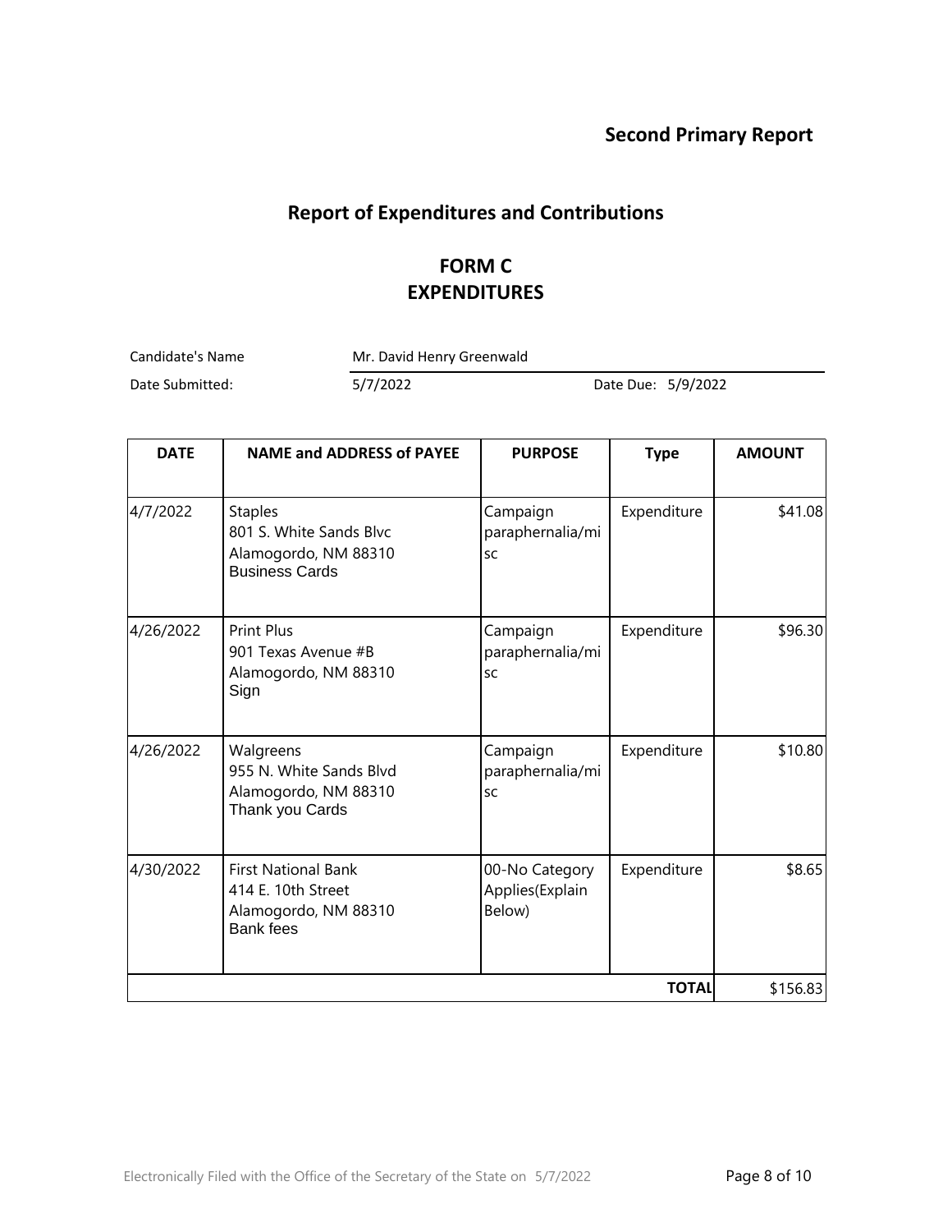**Second Primary Report**

## Report of Expenditures and Contributions

## FORM C
## EXPENDITURES

Candidate's Name: Mr. David Henry Greenwald

Date Submitted: 5/7/2022 Date Due: 5/9/2022

| DATE | NAME and ADDRESS of PAYEE | PURPOSE | Type | AMOUNT |
|---|---|---|---|---|
| 4/7/2022 | Staples<br>801 S. White Sands Blvc<br>Alamogordo, NM 88310<br>Business Cards | Campaign paraphernalia/misc | Expenditure | $41.08 |
| 4/26/2022 | Print Plus<br>901 Texas Avenue #B<br>Alamogordo, NM 88310<br>Sign | Campaign paraphernalia/misc | Expenditure | $96.30 |
| 4/26/2022 | Walgreens<br>955 N. White Sands Blvd<br>Alamogordo, NM 88310<br>Thank you Cards | Campaign paraphernalia/misc | Expenditure | $10.80 |
| 4/30/2022 | First National Bank<br>414 E. 10th Street<br>Alamogordo, NM 88310<br>Bank fees | 00-No Category Applies(Explain Below) | Expenditure | $8.65 |
| | | | **TOTAL** | $156.83 |

Electronically Filed with the Office of the Secretary of the State on 5/7/2022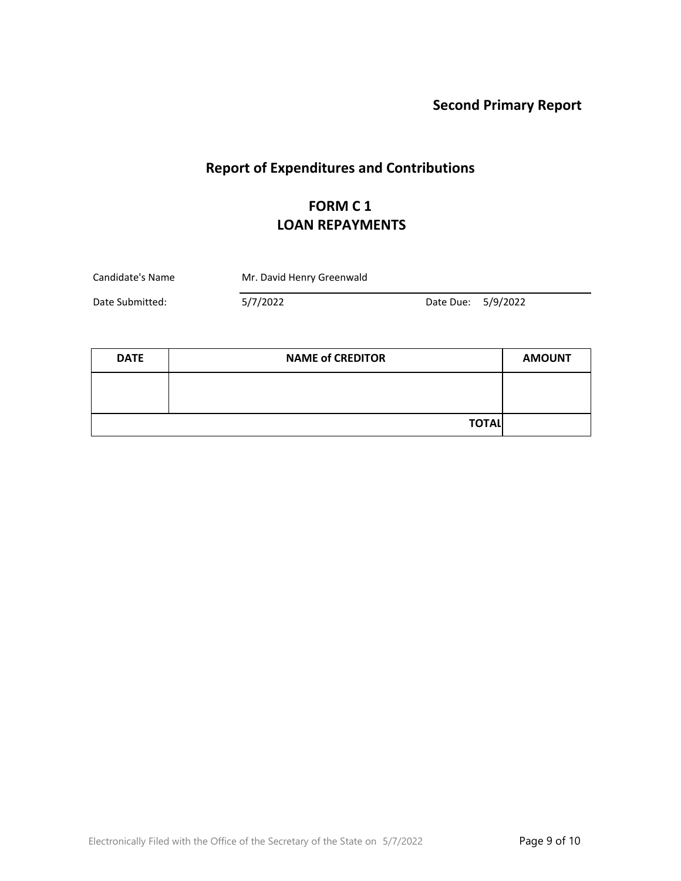**Second Primary Report**

# Report of Expenditures and Contributions

## FORM C 1
## LOAN REPAYMENTS

Candidate's Name: Mr. David Henry Greenwald

Date Submitted: 5/7/2022 Date Due: 5/9/2022

| DATE | NAME of CREDITOR | AMOUNT |
|---|---|---|
| | | |
| | TOTAL | |

Electronically Filed with the Office of the Secretary of the State on 5/7/2022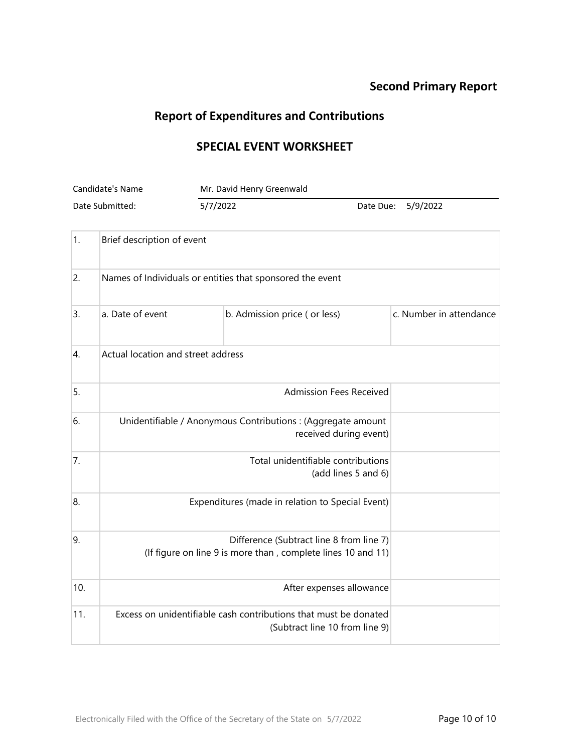## Second Primary Report

# Report of Expenditures and Contributions

## SPECIAL EVENT WORKSHEET

| | | | |
|---|---|---|---|
| Candidate's Name | Mr. David Henry Greenwald | | |
| Date Submitted: | 5/7/2022 | Date Due: | 5/9/2022 |

| | | | |
|---|---|---|---|
| 1. | Brief description of event | | |
| 2. | Names of Individuals or entities that sponsored the event | | |
| 3. | a. Date of event | b. Admission price ( or less) | c. Number in attendance |
| 4. | Actual location and street address | | |
| 5. | | Admission Fees Received | |
| 6. | | Unidentifiable / Anonymous Contributions : (Aggregate amount received during event) | |
| 7. | | Total unidentifiable contributions (add lines 5 and 6) | |
| 8. | | Expenditures (made in relation to Special Event) | |
| 9. | | Difference (Subtract line 8 from line 7) (If figure on line 9 is more than , complete lines 10 and 11) | |
| 10. | | After expenses allowance | |
| 11. | | Excess on unidentifiable cash contributions that must be donated (Subtract line 10 from line 9) | |

Electronically Filed with the Office of the Secretary of the State on 5/7/2022